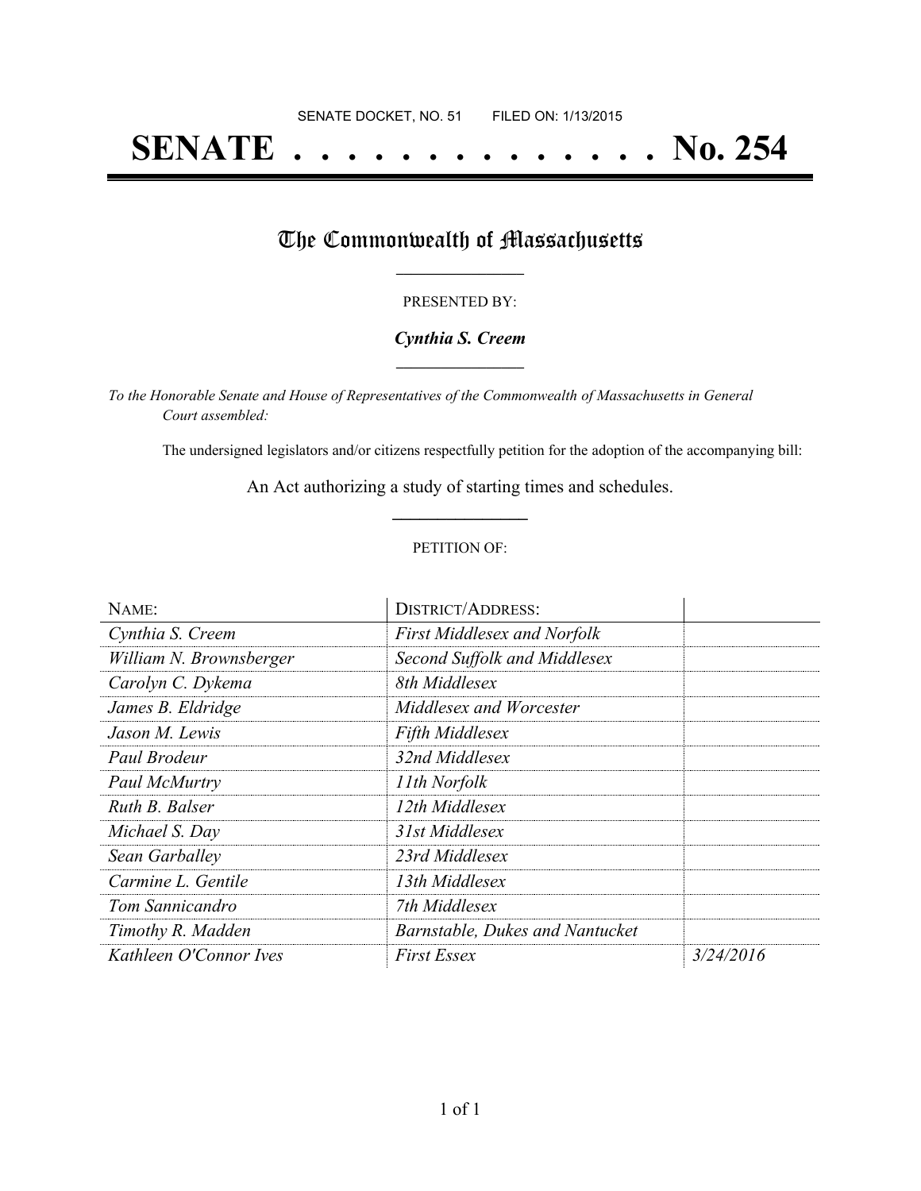SENATE DOCKET, NO. 51        FILED ON: 1/13/2015

# SENATE . . . . . . . . . . . . . . No. 254

## The Commonwealth of Massachusetts

PRESENTED BY:

***Cynthia S. Creem***

*To the Honorable Senate and House of Representatives of the Commonwealth of Massachusetts in General Court assembled:*

The undersigned legislators and/or citizens respectfully petition for the adoption of the accompanying bill:

An Act authorizing a study of starting times and schedules.

PETITION OF:

| NAME: | DISTRICT/ADDRESS: | |
|---|---|---|
| *Cynthia S. Creem* | *First Middlesex and Norfolk* | |
| *William N. Brownsberger* | *Second Suffolk and Middlesex* | |
| *Carolyn C. Dykema* | *8th Middlesex* | |
| *James B. Eldridge* | *Middlesex and Worcester* | |
| *Jason M. Lewis* | *Fifth Middlesex* | |
| *Paul Brodeur* | *32nd Middlesex* | |
| *Paul McMurtry* | *11th Norfolk* | |
| *Ruth B. Balser* | *12th Middlesex* | |
| *Michael S. Day* | *31st Middlesex* | |
| *Sean Garballey* | *23rd Middlesex* | |
| *Carmine L. Gentile* | *13th Middlesex* | |
| *Tom Sannicandro* | *7th Middlesex* | |
| *Timothy R. Madden* | *Barnstable, Dukes and Nantucket* | |
| *Kathleen O'Connor Ives* | *First Essex* | *3/24/2016* |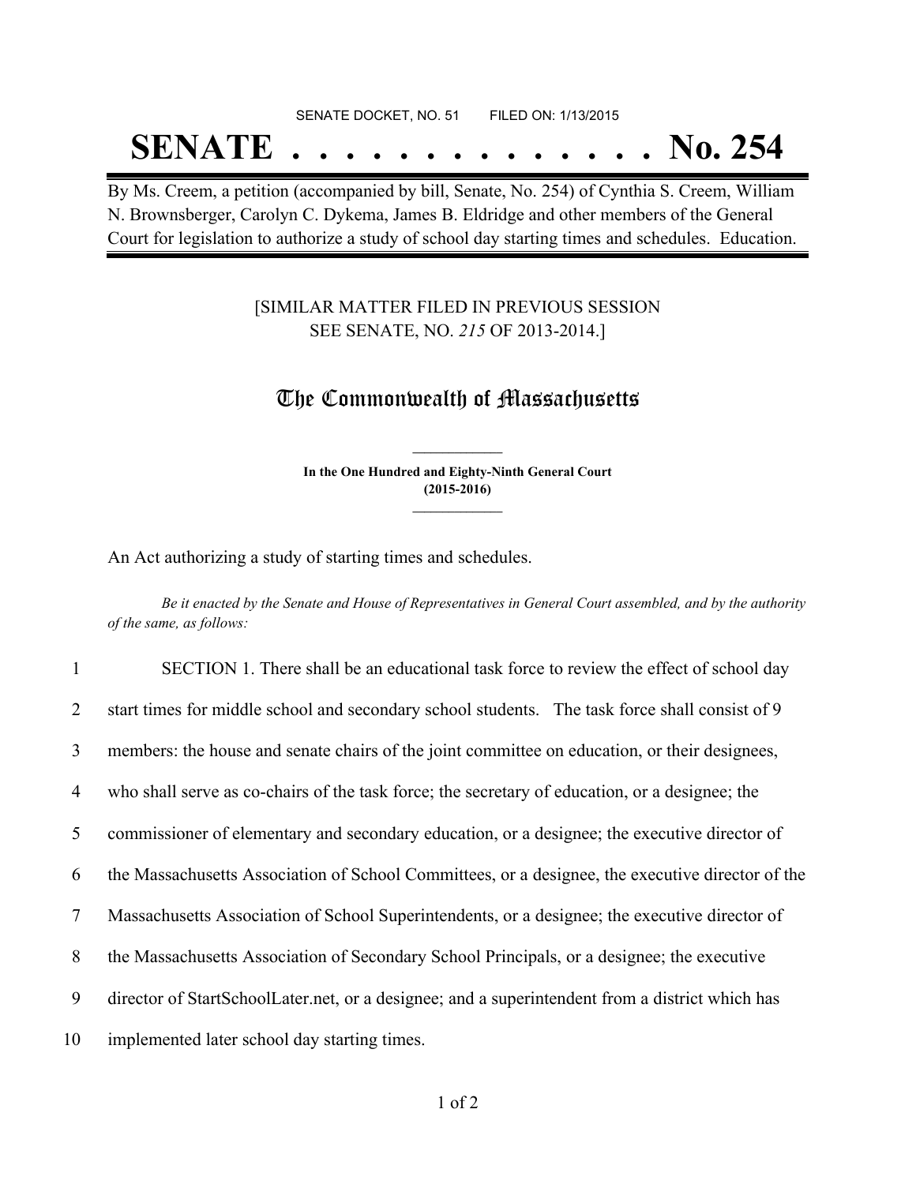SENATE DOCKET, NO. 51 FILED ON: 1/13/2015

# SENATE . . . . . . . . . . . . . . No. 254

By Ms. Creem, a petition (accompanied by bill, Senate, No. 254) of Cynthia S. Creem, William N. Brownsberger, Carolyn C. Dykema, James B. Eldridge and other members of the General Court for legislation to authorize a study of school day starting times and schedules. Education.

[SIMILAR MATTER FILED IN PREVIOUS SESSION
SEE SENATE, NO. *215* OF 2013-2014.]

## The Commonwealth of Massachusetts

**In the One Hundred and Eighty-Ninth General Court**
**(2015-2016)**

An Act authorizing a study of starting times and schedules.

*Be it enacted by the Senate and House of Representatives in General Court assembled, and by the authority of the same, as follows:*

1 SECTION 1. There shall be an educational task force to review the effect of school day
2 start times for middle school and secondary school students. The task force shall consist of 9
3 members: the house and senate chairs of the joint committee on education, or their designees,
4 who shall serve as co-chairs of the task force; the secretary of education, or a designee; the
5 commissioner of elementary and secondary education, or a designee; the executive director of
6 the Massachusetts Association of School Committees, or a designee, the executive director of the
7 Massachusetts Association of School Superintendents, or a designee; the executive director of
8 the Massachusetts Association of Secondary School Principals, or a designee; the executive
9 director of StartSchoolLater.net, or a designee; and a superintendent from a district which has
10 implemented later school day starting times.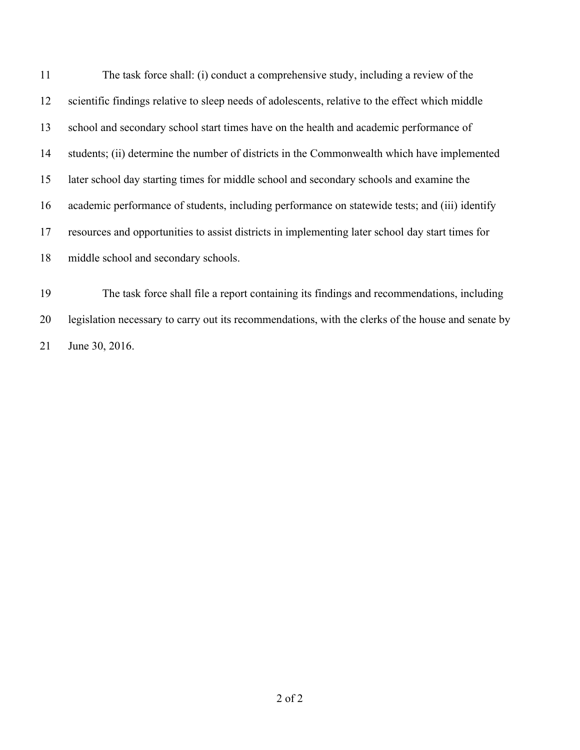11 The task force shall: (i) conduct a comprehensive study, including a review of the
12 scientific findings relative to sleep needs of adolescents, relative to the effect which middle
13 school and secondary school start times have on the health and academic performance of
14 students; (ii) determine the number of districts in the Commonwealth which have implemented
15 later school day starting times for middle school and secondary schools and examine the
16 academic performance of students, including performance on statewide tests; and (iii) identify
17 resources and opportunities to assist districts in implementing later school day start times for
18 middle school and secondary schools.

19 The task force shall file a report containing its findings and recommendations, including
20 legislation necessary to carry out its recommendations, with the clerks of the house and senate by
21 June 30, 2016.